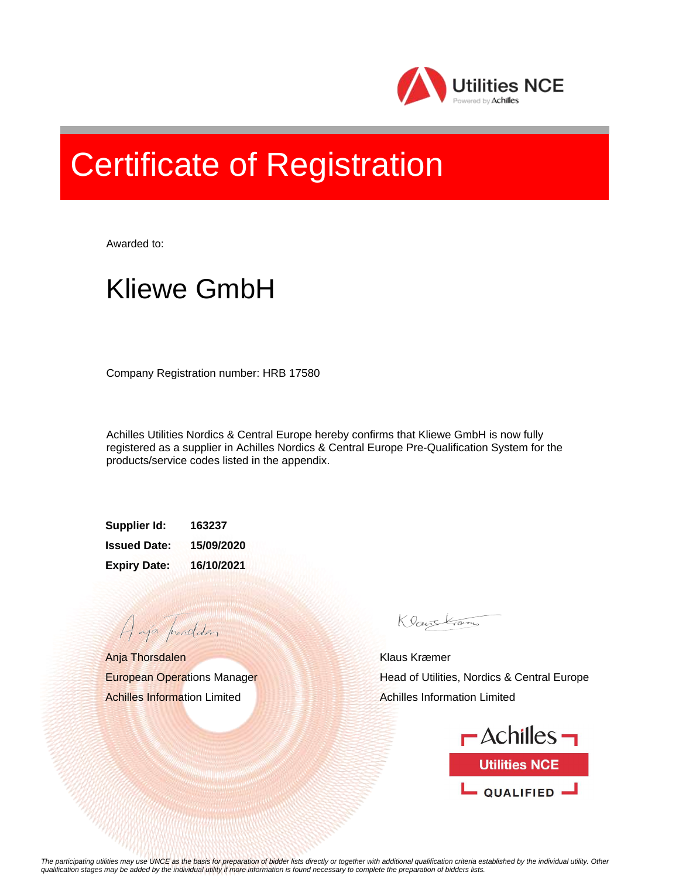Utilities NCE

Powered by Achilles

# Certificate of Registration

Awarded to:

## Kliewe GmbH

Company Registration number: HRB 17580

Achilles Utilities Nordics & Central Europe hereby confirms that Kliewe GmbH is now fully registered as a supplier in Achilles Nordics & Central Europe Pre-Qualification System for the products/service codes listed in the appendix.

**Supplier Id:** **163237**

**Issued Date:** **15/09/2020**

**Expiry Date:** **16/10/2021**

Anja Thorsdalen
European Operations Manager
Achilles Information Limited

Klaus Kræmer
Head of Utilities, Nordics & Central Europe
Achilles Information Limited

Achilles
Utilities NCE
QUALIFIED

*The participating utilities may use UNCE as the basis for preparation of bidder lists directly or together with additional qualification criteria established by the individual utility. Other qualification stages may be added by the individual utility if more information is found necessary to complete the preparation of bidders lists.*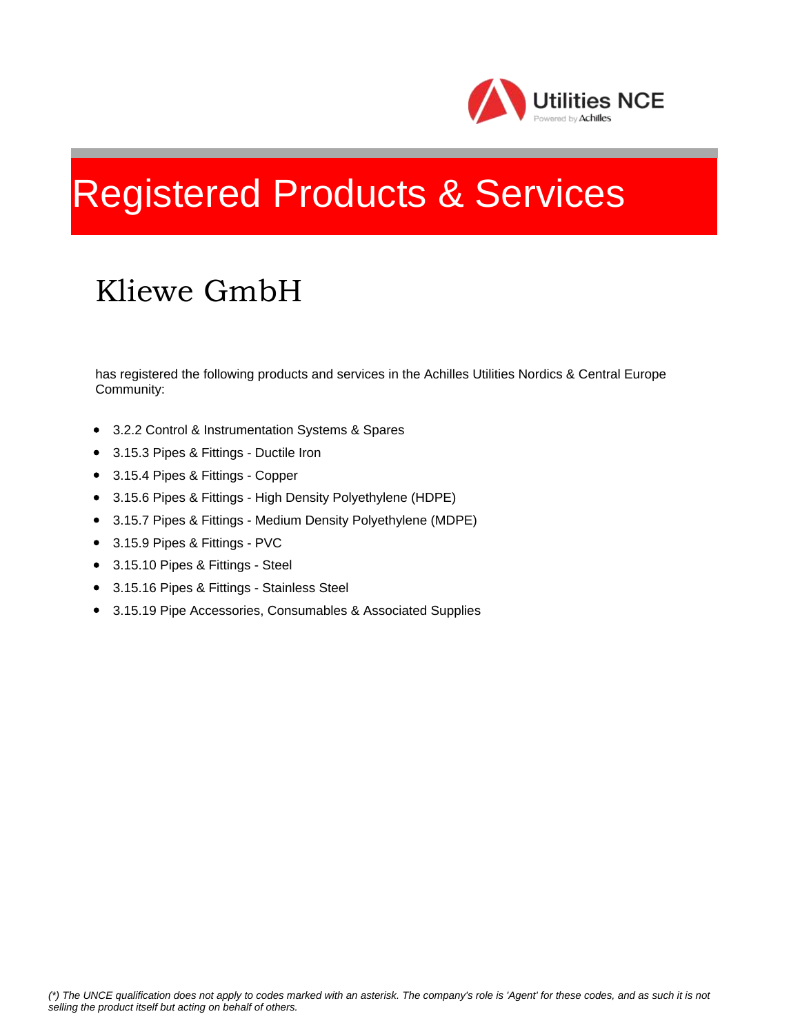Utilities NCE

Powered by Achilles

# Registered Products & Services

## Kliewe GmbH

has registered the following products and services in the Achilles Utilities Nordics & Central Europe Community:

- 3.2.2 Control & Instrumentation Systems & Spares
- 3.15.3 Pipes & Fittings - Ductile Iron
- 3.15.4 Pipes & Fittings - Copper
- 3.15.6 Pipes & Fittings - High Density Polyethylene (HDPE)
- 3.15.7 Pipes & Fittings - Medium Density Polyethylene (MDPE)
- 3.15.9 Pipes & Fittings - PVC
- 3.15.10 Pipes & Fittings - Steel
- 3.15.16 Pipes & Fittings - Stainless Steel
- 3.15.19 Pipe Accessories, Consumables & Associated Supplies

*(*) The UNCE qualification does not apply to codes marked with an asterisk. The company's role is 'Agent' for these codes, and as such it is not selling the product itself but acting on behalf of others.*